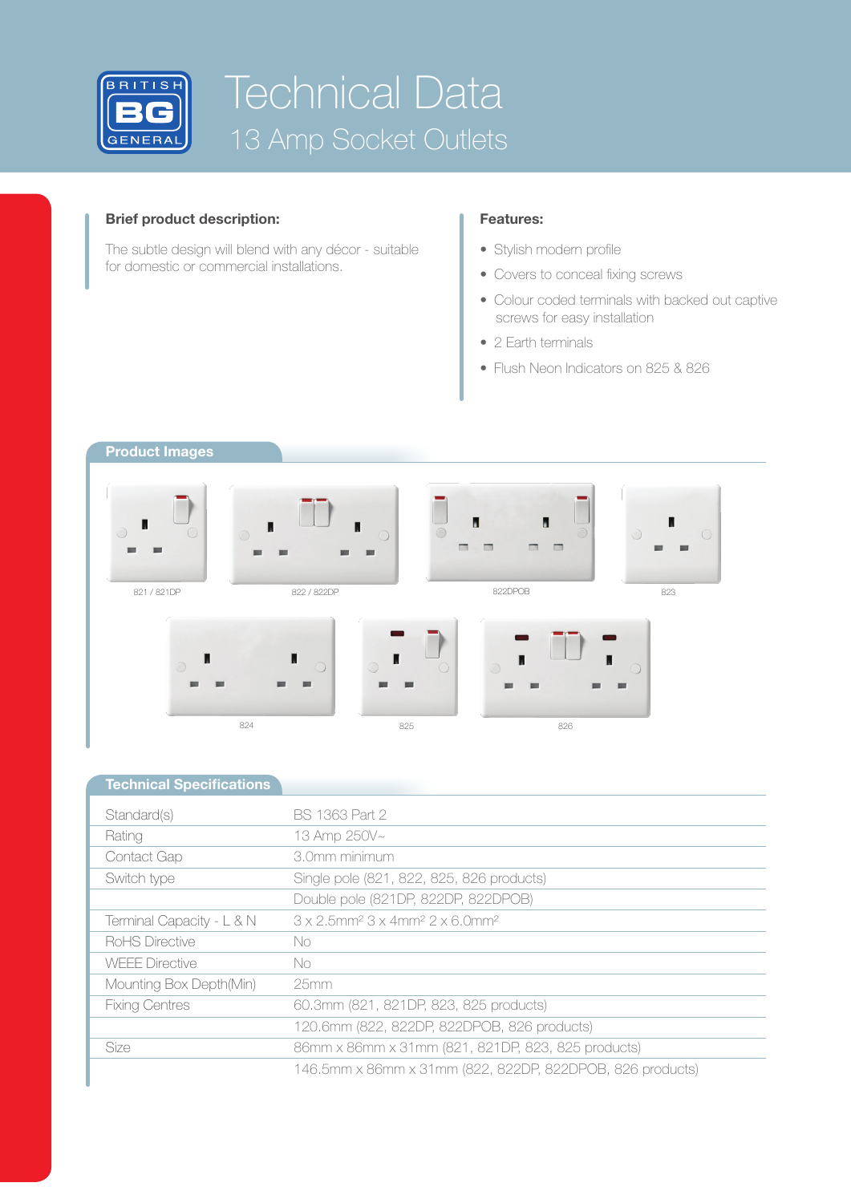# Technical Data

## 13 Amp Socket Outlets

### Brief product description:

The subtle design will blend with any décor - suitable for domestic or commercial installations.

### Features:

- Stylish modern profile
- Covers to conceal fixing screws
- Colour coded terminals with backed out captive screws for easy installation
- 2 Earth terminals
- Flush Neon Indicators on 825 & 826

## Product Images

821 / 821DP

822 / 822DP

822DPOB

823

824

825

826

## Technical Specifications

| | |
|---|---|
| Standard(s) | BS 1363 Part 2 |
| Rating | 13 Amp 250V~ |
| Contact Gap | 3.0mm minimum |
| Switch type | Single pole (821, 822, 825, 826 products) |
| | Double pole (821DP, 822DP, 822DPOB) |
| Terminal Capacity - L & N | 3 x 2.5mm² 3 x 4mm² 2 x 6.0mm² |
| RoHS Directive | No |
| WEEE Directive | No |
| Mounting Box Depth(Min) | 25mm |
| Fixing Centres | 60.3mm (821, 821DP, 823, 825 products) |
| | 120.6mm (822, 822DP, 822DPOB, 826 products) |
| Size | 86mm x 86mm x 31mm (821, 821DP, 823, 825 products) |
| | 146.5mm x 86mm x 31mm (822, 822DP, 822DPOB, 826 products) |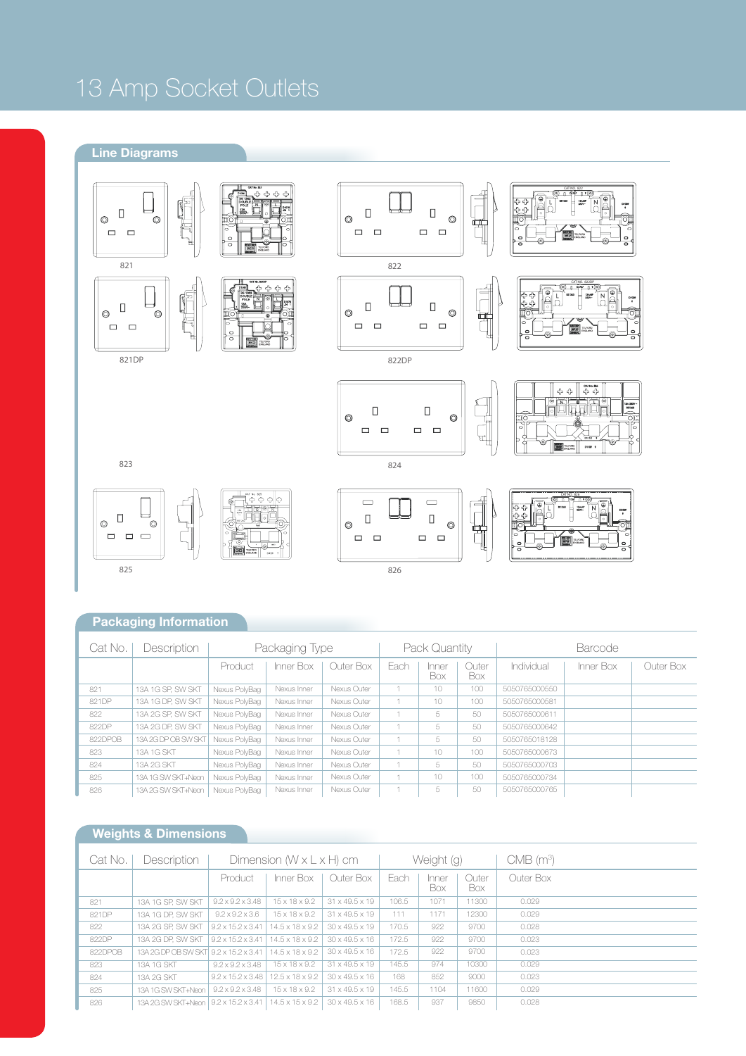# 13 Amp Socket Outlets

## Line Diagrams

821

821DP

822

822DP

823

824

825

826

## Packaging Information

| Cat No. | Description | Packaging Type | | | Pack Quantity | | | Barcode | | |
|---|---|---|---|---|---|---|---|---|---|---|
| | | Product | Inner Box | Outer Box | Each | Inner Box | Outer Box | Individual | Inner Box | Outer Box |
| 821 | 13A 1G SP, SW SKT | Nexus PolyBag | Nexus Inner | Nexus Outer | 1 | 10 | 100 | 5050765000550 | | |
| 821DP | 13A 1G DP, SW SKT | Nexus PolyBag | Nexus Inner | Nexus Outer | 1 | 10 | 100 | 5050765000581 | | |
| 822 | 13A 2G SP, SW SKT | Nexus PolyBag | Nexus Inner | Nexus Outer | 1 | 5 | 50 | 5050765000611 | | |
| 822DP | 13A 2G DP, SW SKT | Nexus PolyBag | Nexus Inner | Nexus Outer | 1 | 5 | 50 | 5050765000642 | | |
| 822DPOB | 13A 2G DP OB SW SKT | Nexus PolyBag | Nexus Inner | Nexus Outer | 1 | 5 | 50 | 5050765018128 | | |
| 823 | 13A 1G SKT | Nexus PolyBag | Nexus Inner | Nexus Outer | 1 | 10 | 100 | 5050765000673 | | |
| 824 | 13A 2G SKT | Nexus PolyBag | Nexus Inner | Nexus Outer | 1 | 5 | 50 | 5050765000703 | | |
| 825 | 13A 1G SW SKT+Neon | Nexus PolyBag | Nexus Inner | Nexus Outer | 1 | 10 | 100 | 5050765000734 | | |
| 826 | 13A 2G SW SKT+Neon | Nexus PolyBag | Nexus Inner | Nexus Outer | 1 | 5 | 50 | 5050765000765 | | |

## Weights & Dimensions

| Cat No. | Description | Dimension (W x L x H) cm | | | Weight (g) | | | CMB ($m^3$) |
|---|---|---|---|---|---|---|---|---|
| | | Product | Inner Box | Outer Box | Each | Inner Box | Outer Box | Outer Box |
| 821 | 13A 1G SP, SW SKT | 9.2 x 9.2 x 3.48 | 15 x 18 x 9.2 | 31 x 49.5 x 19 | 106.5 | 1071 | 11300 | 0.029 |
| 821DP | 13A 1G DP, SW SKT | 9.2 x 9.2 x 3.6 | 15 x 18 x 9.2 | 31 x 49.5 x 19 | 111 | 1171 | 12300 | 0.029 |
| 822 | 13A 2G SP, SW SKT | 9.2 x 15.2 x 3.41 | 14.5 x 18 x 9.2 | 30 x 49.5 x 19 | 170.5 | 922 | 9700 | 0.028 |
| 822DP | 13A 2G DP, SW SKT | 9.2 x 15.2 x 3.41 | 14.5 x 18 x 9.2 | 30 x 49.5 x 16 | 172.5 | 922 | 9700 | 0.023 |
| 822DPOB | 13A 2G DP OB SW SKT | 9.2 x 15.2 x 3.41 | 14.5 x 18 x 9.2 | 30 x 49.5 x 16 | 172.5 | 922 | 9700 | 0.023 |
| 823 | 13A 1G SKT | 9.2 x 9.2 x 3.48 | 15 x 18 x 9.2 | 31 x 49.5 x 19 | 145.5 | 974 | 10300 | 0.029 |
| 824 | 13A 2G SKT | 9.2 x 15.2 x 3.48 | 12.5 x 18 x 9.2 | 30 x 49.5 x 16 | 168 | 852 | 9000 | 0.023 |
| 825 | 13A 1G SW SKT+Neon | 9.2 x 9.2 x 3.48 | 15 x 18 x 9.2 | 31 x 49.5 x 19 | 145.5 | 1104 | 11600 | 0.029 |
| 826 | 13A 2G SW SKT+Neon | 9.2 x 15.2 x 3.41 | 14.5 x 15 x 9.2 | 30 x 49.5 x 16 | 168.5 | 937 | 9850 | 0.028 |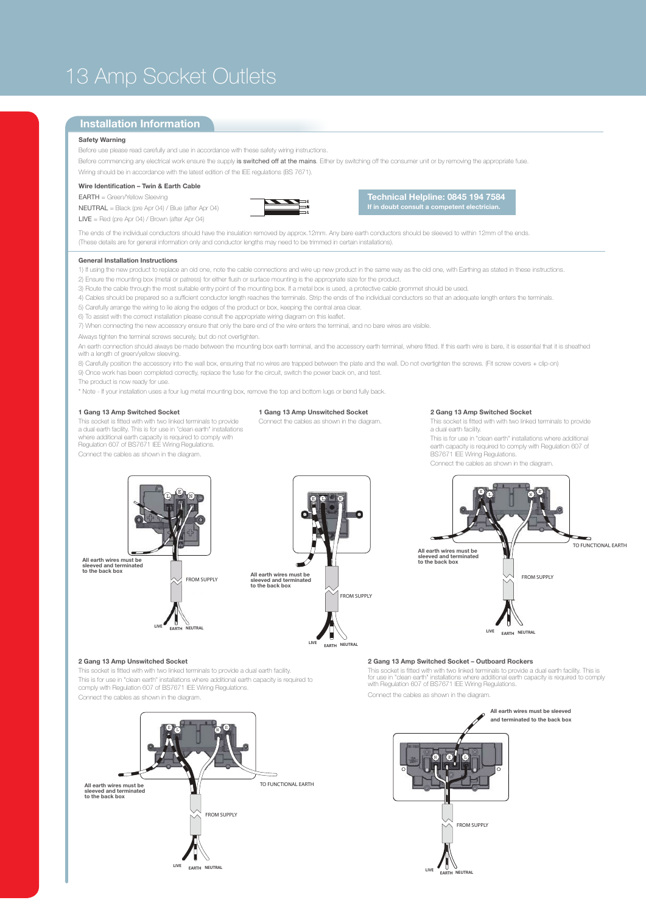# 13 Amp Socket Outlets

## Installation Information

### Safety Warning

Before use please read carefully and use in accordance with these safety wiring instructions.

Before commencing any electrical work ensure the supply is switched off at the mains. Either by switching off the consumer unit or by removing the appropriate fuse.

Wiring should be in accordance with the latest edition of the IEE regulations (BS 7671).

### Wire Identification – Twin & Earth Cable

EARTH = Green/Yellow Sleeving

NEUTRAL = Black (pre Apr 04) / Blue (after Apr 04)

LIVE = Red (pre Apr 04) / Brown (after Apr 04)

E
N
L

**Technical Helpline: 0845 194 7584**
**If in doubt consult a competent electrician.**

The ends of the individual conductors should have the insulation removed by approx.12mm. Any bare earth conductors should be sleeved to within 12mm of the ends. (These details are for general information only and conductor lengths may need to be trimmed in certain installations).

### General Installation Instructions

1) If using the new product to replace an old one, note the cable connections and wire up new product in the same way as the old one, with Earthing as stated in these instructions.
2) Ensure the mounting box (metal or patress) for either flush or surface mounting is the appropriate size for the product.
3) Route the cable through the most suitable entry point of the mounting box. If a metal box is used, a protective cable grommet should be used.
4) Cables should be prepared so a sufficient conductor length reaches the terminals. Strip the ends of the individual conductors so that an adequate length enters the terminals.
5) Carefully arrange the wiring to lie along the edges of the product or box, keeping the central area clear.
6) To assist with the correct installation please consult the appropriate wiring diagram on this leaflet.
7) When connecting the new accessory ensure that only the bare end of the wire enters the terminal, and no bare wires are visible.

Always tighten the terminal screws securely, but do not overtighten.

An earth connection should always be made between the mounting box earth terminal, and the accessory earth terminal, where fitted. If this earth wire is bare, it is essential that it is sheathed with a length of green/yellow sleeving.

8) Carefully position the accessory into the wall box, ensuring that no wires are trapped between the plate and the wall. Do not overtighten the screws. (Fit screw covers + clip-on)
9) Once work has been completed correctly, replace the fuse for the circuit, switch the power back on, and test.

The product is now ready for use.

* Note - If your installation uses a four lug metal mounting box, remove the top and bottom lugs or bend fully back.

### 1 Gang 13 Amp Switched Socket

This socket is fitted with with two linked terminals to provide a dual earth facility. This is for use in "clean earth" installations where additional earth capacity is required to comply with Regulation 607 of BS7671 IEE Wiring Regulations.

Connect the cables as shown in the diagram.

L E N

All earth wires must be sleeved and terminated to the back box

FROM SUPPLY

LIVE EARTH NEUTRAL

### 1 Gang 13 Amp Unswitched Socket

Connect the cables as shown in the diagram.

E L N

All earth wires must be sleeved and terminated to the back box

FROM SUPPLY

LIVE EARTH NEUTRAL

### 2 Gang 13 Amp Switched Socket

This socket is fitted with with two linked terminals to provide a dual earth facility.

This is for use in "clean earth" installations where additional earth capacity is required to comply with Regulation 607 of BS7671 IEE Wiring Regulations.

Connect the cables as shown in the diagram.

E L N E

All earth wires must be sleeved and terminated to the back box

TO FUNCTIONAL EARTH

FROM SUPPLY

LIVE EARTH NEUTRAL

### 2 Gang 13 Amp Unswitched Socket

This socket is fitted with with two linked terminals to provide a dual earth facility.

This is for use in "clean earth" installations where additional earth capacity is required to comply with Regulation 607 of BS7671 IEE Wiring Regulations.

Connect the cables as shown in the diagram.

E L N E

All earth wires must be sleeved and terminated to the back box

TO FUNCTIONAL EARTH

FROM SUPPLY

LIVE EARTH NEUTRAL

### 2 Gang 13 Amp Switched Socket – Outboard Rockers

This socket is fitted with with two linked terminals to provide a dual earth facility. This is for use in "clean earth" installations where additional earth capacity is required to comply with Regulation 607 of BS7671 IEE Wiring Regulations.

Connect the cables as shown in the diagram.

All earth wires must be sleeved and terminated to the back box

N E L

FROM SUPPLY

LIVE EARTH NEUTRAL